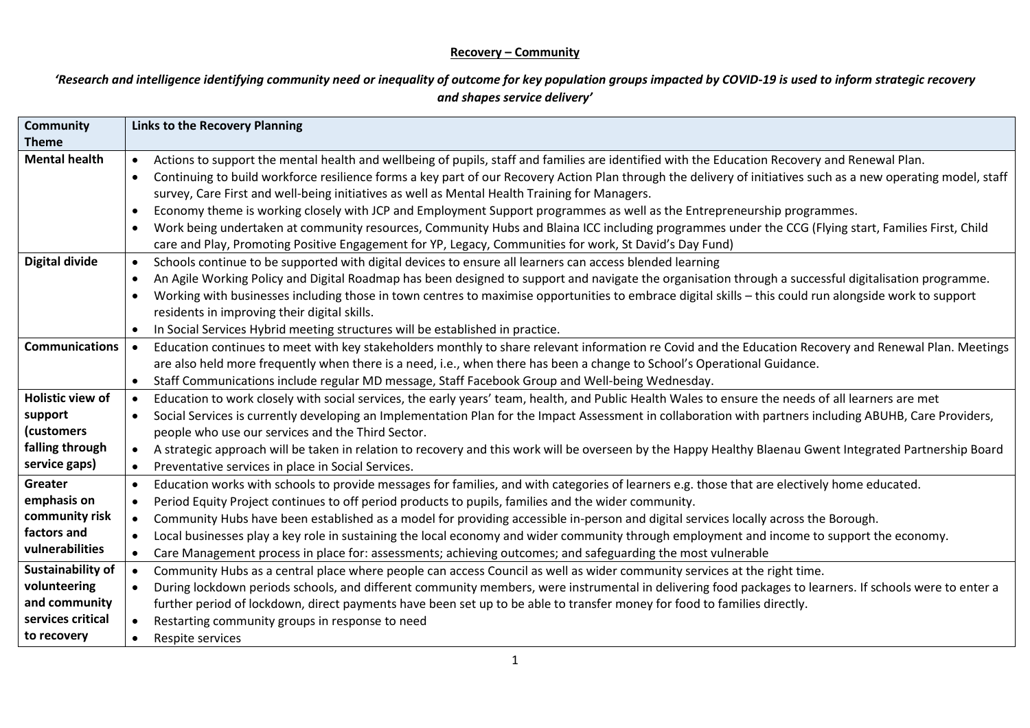**Recovery – Community**

***'Research and intelligence identifying community need or inequality of outcome for key population groups impacted by COVID-19 is used to inform strategic recovery and shapes service delivery'***

| Community Theme | Links to the Recovery Planning |
|---|---|
| **Mental health** | • Actions to support the mental health and wellbeing of pupils, staff and families are identified with the Education Recovery and Renewal Plan.<br>• Continuing to build workforce resilience forms a key part of our Recovery Action Plan through the delivery of initiatives such as a new operating model, staff survey, Care First and well-being initiatives as well as Mental Health Training for Managers.<br>• Economy theme is working closely with JCP and Employment Support programmes as well as the Entrepreneurship programmes.<br>• Work being undertaken at community resources, Community Hubs and Blaina ICC including programmes under the CCG (Flying start, Families First, Child care and Play, Promoting Positive Engagement for YP, Legacy, Communities for work, St David's Day Fund) |
| **Digital divide** | • Schools continue to be supported with digital devices to ensure all learners can access blended learning<br>• An Agile Working Policy and Digital Roadmap has been designed to support and navigate the organisation through a successful digitalisation programme.<br>• Working with businesses including those in town centres to maximise opportunities to embrace digital skills – this could run alongside work to support residents in improving their digital skills.<br>• In Social Services Hybrid meeting structures will be established in practice. |
| **Communications** | • Education continues to meet with key stakeholders monthly to share relevant information re Covid and the Education Recovery and Renewal Plan. Meetings are also held more frequently when there is a need, i.e., when there has been a change to School's Operational Guidance.<br>• Staff Communications include regular MD message, Staff Facebook Group and Well-being Wednesday. |
| **Holistic view of support (customers falling through service gaps)** | • Education to work closely with social services, the early years' team, health, and Public Health Wales to ensure the needs of all learners are met<br>• Social Services is currently developing an Implementation Plan for the Impact Assessment in collaboration with partners including ABUHB, Care Providers, people who use our services and the Third Sector.<br>• A strategic approach will be taken in relation to recovery and this work will be overseen by the Happy Healthy Blaenau Gwent Integrated Partnership Board<br>• Preventative services in place in Social Services. |
| **Greater emphasis on community risk factors and vulnerabilities** | • Education works with schools to provide messages for families, and with categories of learners e.g. those that are electively home educated.<br>• Period Equity Project continues to off period products to pupils, families and the wider community.<br>• Community Hubs have been established as a model for providing accessible in-person and digital services locally across the Borough.<br>• Local businesses play a key role in sustaining the local economy and wider community through employment and income to support the economy.<br>• Care Management process in place for: assessments; achieving outcomes; and safeguarding the most vulnerable |
| **Sustainability of volunteering and community services critical to recovery** | • Community Hubs as a central place where people can access Council as well as wider community services at the right time.<br>• During lockdown periods schools, and different community members, were instrumental in delivering food packages to learners. If schools were to enter a further period of lockdown, direct payments have been set up to be able to transfer money for food to families directly.<br>• Restarting community groups in response to need<br>• Respite services |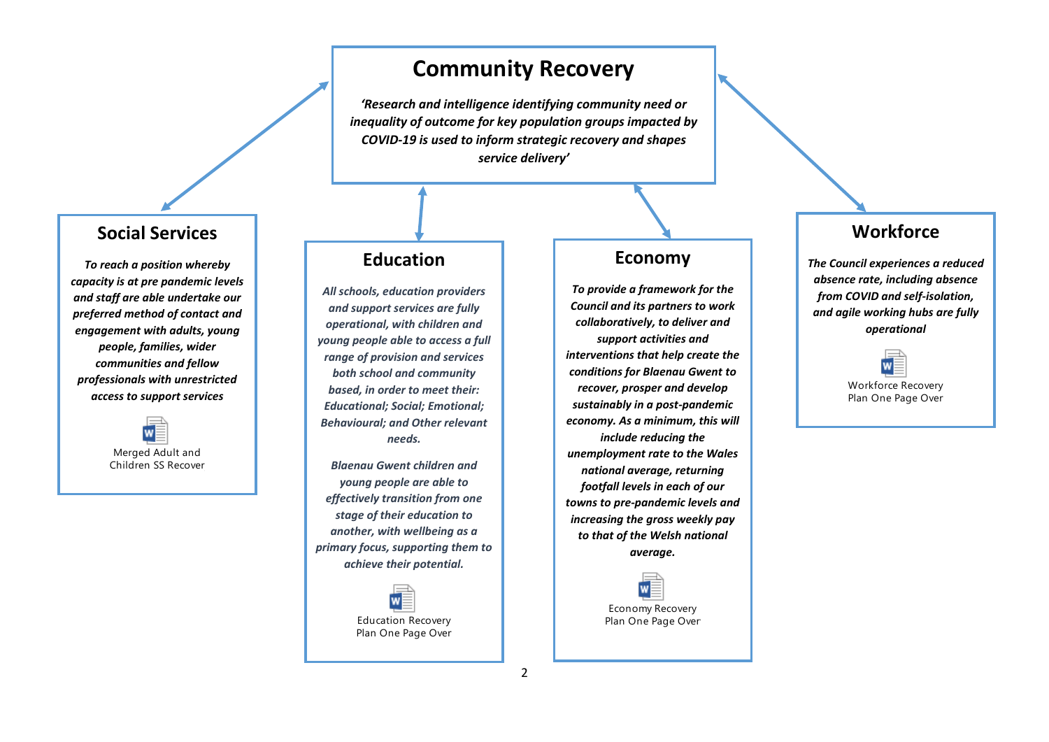## Community Recovery

***'Research and intelligence identifying community need or inequality of outcome for key population groups impacted by COVID-19 is used to inform strategic recovery and shapes service delivery'***

## Social Services

***To reach a position whereby capacity is at pre pandemic levels and staff are able undertake our preferred method of contact and engagement with adults, young people, families, wider communities and fellow professionals with unrestricted access to support services***

Merged Adult and Children SS Recover

## Education

***All schools, education providers and support services are fully operational, with children and young people able to access a full range of provision and services both school and community based, in order to meet their: Educational; Social; Emotional; Behavioural; and Other relevant needs.***

***Blaenau Gwent children and young people are able to effectively transition from one stage of their education to another, with wellbeing as a primary focus, supporting them to achieve their potential.***

Education Recovery Plan One Page Over

## Economy

***To provide a framework for the Council and its partners to work collaboratively, to deliver and support activities and interventions that help create the conditions for Blaenau Gwent to recover, prosper and develop sustainably in a post-pandemic economy. As a minimum, this will include reducing the unemployment rate to the Wales national average, returning footfall levels in each of our towns to pre-pandemic levels and increasing the gross weekly pay to that of the Welsh national average.***

Economy Recovery Plan One Page Over

## Workforce

***The Council experiences a reduced absence rate, including absence from COVID and self-isolation, and agile working hubs are fully operational***

Workforce Recovery Plan One Page Over